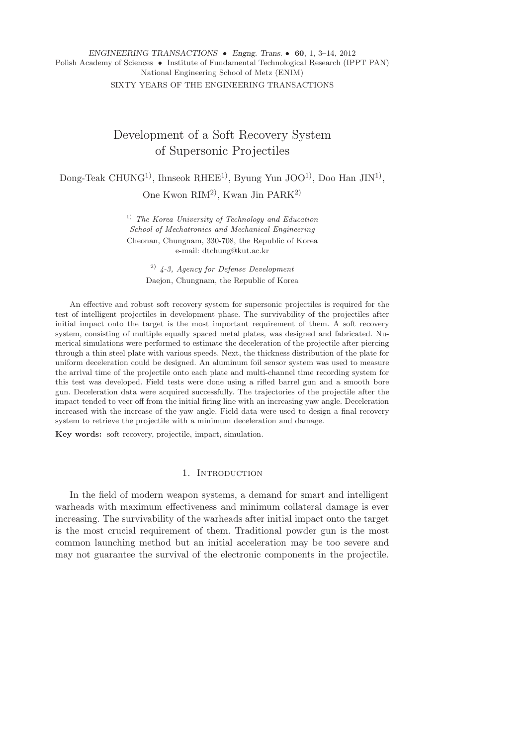SIXTY YEARS OF THE ENGINEERING TRANSACTIONS

# Development of a Soft Recovery System of Supersonic Projectiles

Dong-Teak CHUNG[1], Ihnseok RHEE[1], Byung Yun JOO[1], Doo Han JIN[1], One Kwon RIM[2], Kwan Jin PARK[2]

[1] *The Korea University of Technology and Education*
*School of Mechatronics and Mechanical Engineering*
Cheonan, Chungnam, 330-708, the Republic of Korea
e-mail: dtchung@kut.ac.kr

[2] *4-3, Agency for Defense Development*
Daejon, Chungnam, the Republic of Korea

An effective and robust soft recovery system for supersonic projectiles is required for the test of intelligent projectiles in development phase. The survivability of the projectiles after initial impact onto the target is the most important requirement of them. A soft recovery system, consisting of multiple equally spaced metal plates, was designed and fabricated. Numerical simulations were performed to estimate the deceleration of the projectile after piercing through a thin steel plate with various speeds. Next, the thickness distribution of the plate for uniform deceleration could be designed. An aluminum foil sensor system was used to measure the arrival time of the projectile onto each plate and multi-channel time recording system for this test was developed. Field tests were done using a rifled barrel gun and a smooth bore gun. Deceleration data were acquired successfully. The trajectories of the projectile after the impact tended to veer off from the initial firing line with an increasing yaw angle. Deceleration increased with the increase of the yaw angle. Field data were used to design a final recovery system to retrieve the projectile with a minimum deceleration and damage.

**Key words:** soft recovery, projectile, impact, simulation.

## 1. Introduction

In the field of modern weapon systems, a demand for smart and intelligent warheads with maximum effectiveness and minimum collateral damage is ever increasing. The survivability of the warheads after initial impact onto the target is the most crucial requirement of them. Traditional powder gun is the most common launching method but an initial acceleration may be too severe and may not guarantee the survival of the electronic components in the projectile.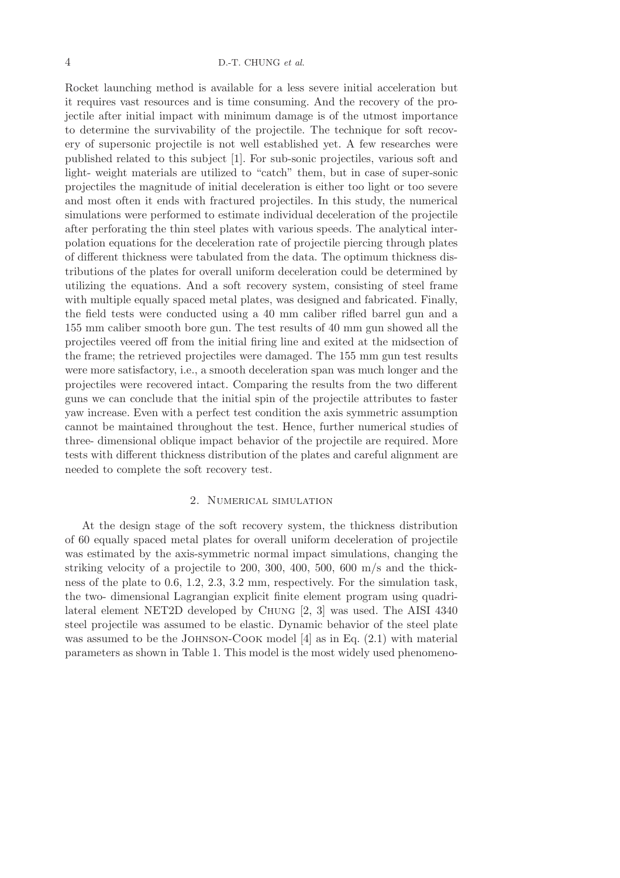Rocket launching method is available for a less severe initial acceleration but it requires vast resources and is time consuming. And the recovery of the projectile after initial impact with minimum damage is of the utmost importance to determine the survivability of the projectile. The technique for soft recovery of supersonic projectile is not well established yet. A few researches were published related to this subject [1]. For sub-sonic projectiles, various soft and light- weight materials are utilized to "catch" them, but in case of super-sonic projectiles the magnitude of initial deceleration is either too light or too severe and most often it ends with fractured projectiles. In this study, the numerical simulations were performed to estimate individual deceleration of the projectile after perforating the thin steel plates with various speeds. The analytical interpolation equations for the deceleration rate of projectile piercing through plates of different thickness were tabulated from the data. The optimum thickness distributions of the plates for overall uniform deceleration could be determined by utilizing the equations. And a soft recovery system, consisting of steel frame with multiple equally spaced metal plates, was designed and fabricated. Finally, the field tests were conducted using a 40 mm caliber rifled barrel gun and a 155 mm caliber smooth bore gun. The test results of 40 mm gun showed all the projectiles veered off from the initial firing line and exited at the midsection of the frame; the retrieved projectiles were damaged. The 155 mm gun test results were more satisfactory, i.e., a smooth deceleration span was much longer and the projectiles were recovered intact. Comparing the results from the two different guns we can conclude that the initial spin of the projectile attributes to faster yaw increase. Even with a perfect test condition the axis symmetric assumption cannot be maintained throughout the test. Hence, further numerical studies of three- dimensional oblique impact behavior of the projectile are required. More tests with different thickness distribution of the plates and careful alignment are needed to complete the soft recovery test.

## 2. Numerical simulation

At the design stage of the soft recovery system, the thickness distribution of 60 equally spaced metal plates for overall uniform deceleration of projectile was estimated by the axis-symmetric normal impact simulations, changing the striking velocity of a projectile to 200, 300, 400, 500, 600 m/s and the thickness of the plate to 0.6, 1.2, 2.3, 3.2 mm, respectively. For the simulation task, the two- dimensional Lagrangian explicit finite element program using quadrilateral element NET2D developed by Chung [2, 3] was used. The AISI 4340 steel projectile was assumed to be elastic. Dynamic behavior of the steel plate was assumed to be the Johnson-Cook model [4] as in Eq. (2.1) with material parameters as shown in Table 1. This model is the most widely used phenomeno-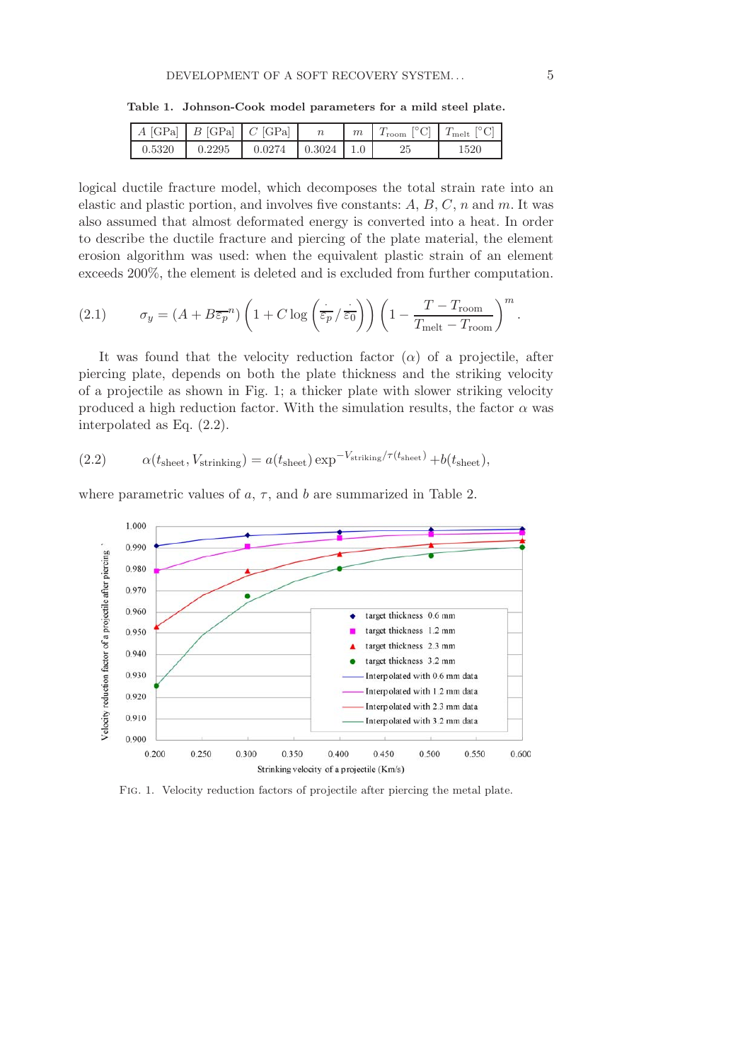**Table 1. Johnson-Cook model parameters for a mild steel plate.**

| $A$ [GPa] | $B$ [GPa] | $C$ [GPa] | $n$ | $m$ | $T_{\text{room}}$ [°C] | $T_{\text{melt}}$ [°C] |
|---|---|---|---|---|---|---|
| 0.5320 | 0.2295 | 0.0274 | 0.3024 | 1.0 | 25 | 1520 |

logical ductile fracture model, which decomposes the total strain rate into an elastic and plastic portion, and involves five constants: $A$, $B$, $C$, $n$ and $m$. It was also assumed that almost deformated energy is converted into a heat. In order to describe the ductile fracture and piercing of the plate material, the element erosion algorithm was used: when the equivalent plastic strain of an element exceeds 200%, the element is deleted and is excluded from further computation.

$$\sigma_y = (A + B\overline{\varepsilon_p}^{n}) \left(1 + C \log\left(\dot{\overline{\varepsilon_p}} / \dot{\overline{\varepsilon_0}}\right)\right) \left(1 - \frac{T - T_{\text{room}}}{T_{\text{melt}} - T_{\text{room}}}\right)^{m}. \tag{2.1}$$

It was found that the velocity reduction factor ($\alpha$) of a projectile, after piercing plate, depends on both the plate thickness and the striking velocity of a projectile as shown in Fig. 1; a thicker plate with slower striking velocity produced a high reduction factor. With the simulation results, the factor $\alpha$ was interpolated as Eq. (2.2).

$$\alpha(t_{\text{sheet}}, V_{\text{strinking}}) = a(t_{\text{sheet}}) \exp^{-V_{\text{striking}}/\tau(t_{\text{sheet}})} + b(t_{\text{sheet}}), \tag{2.2}$$

where parametric values of $a$, $\tau$, and $b$ are summarized in Table 2.

Fig. 1. Velocity reduction factors of projectile after piercing the metal plate.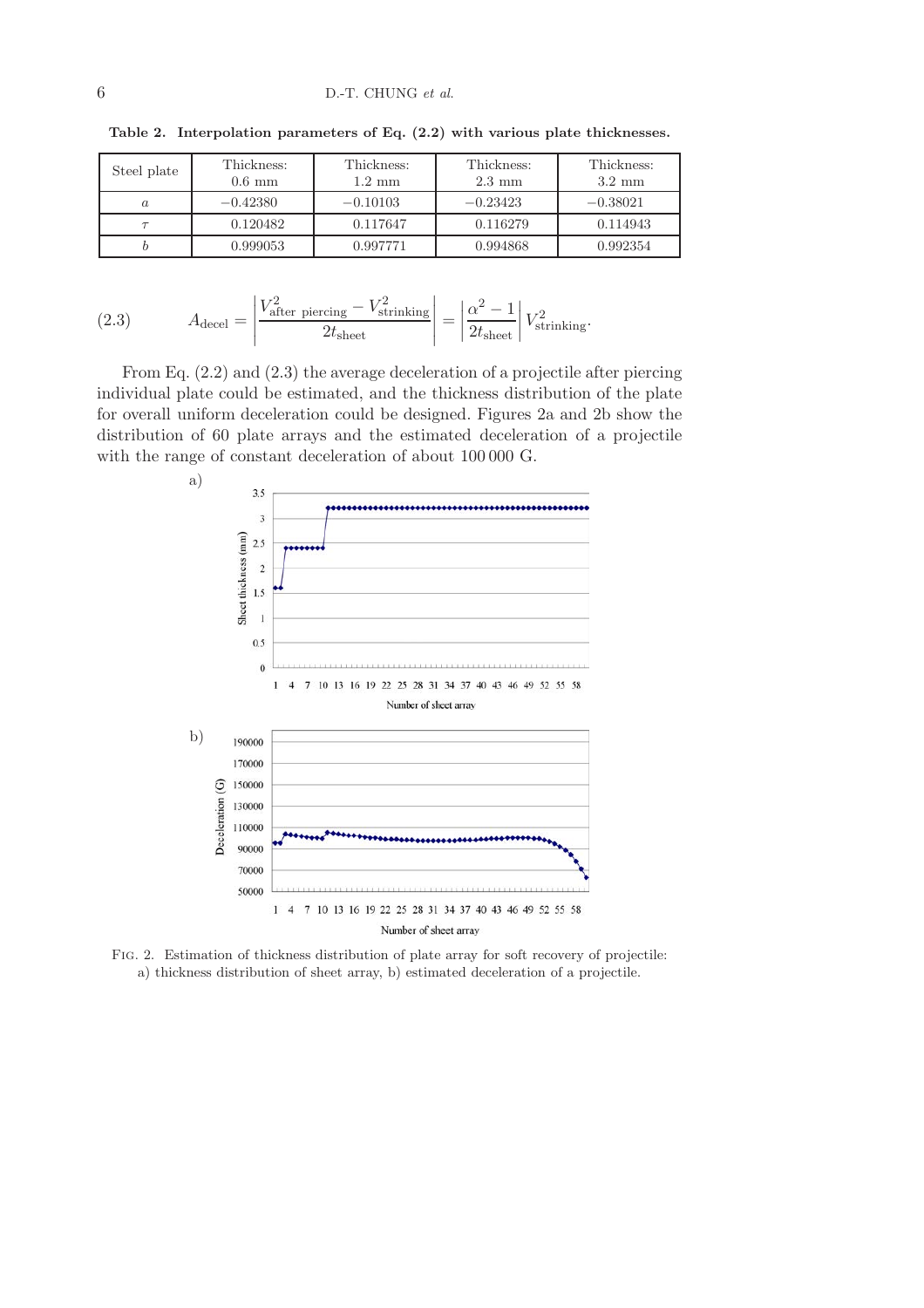**Table 2. Interpolation parameters of Eq. (2.2) with various plate thicknesses.**

| Steel plate | Thickness: 0.6 mm | Thickness: 1.2 mm | Thickness: 2.3 mm | Thickness: 3.2 mm |
|---|---|---|---|---|
| $a$ | −0.42380 | −0.10103 | −0.23423 | −0.38021 |
| $\tau$ | 0.120482 | 0.117647 | 0.116279 | 0.114943 |
| $b$ | 0.999053 | 0.997771 | 0.994868 | 0.992354 |

$$A_{\text{decel}} = \left| \frac{V^2_{\text{after piercing}} - V^2_{\text{strinking}}}{2t_{\text{sheet}}} \right| = \left| \frac{\alpha^2 - 1}{2t_{\text{sheet}}} \right| V^2_{\text{strinking}}. \tag{2.3}$$

From Eq. (2.2) and (2.3) the average deceleration of a projectile after piercing individual plate could be estimated, and the thickness distribution of the plate for overall uniform deceleration could be designed. Figures 2a and 2b show the distribution of 60 plate arrays and the estimated deceleration of a projectile with the range of constant deceleration of about 100 000 G.

Fig. 2. Estimation of thickness distribution of plate array for soft recovery of projectile: a) thickness distribution of sheet array, b) estimated deceleration of a projectile.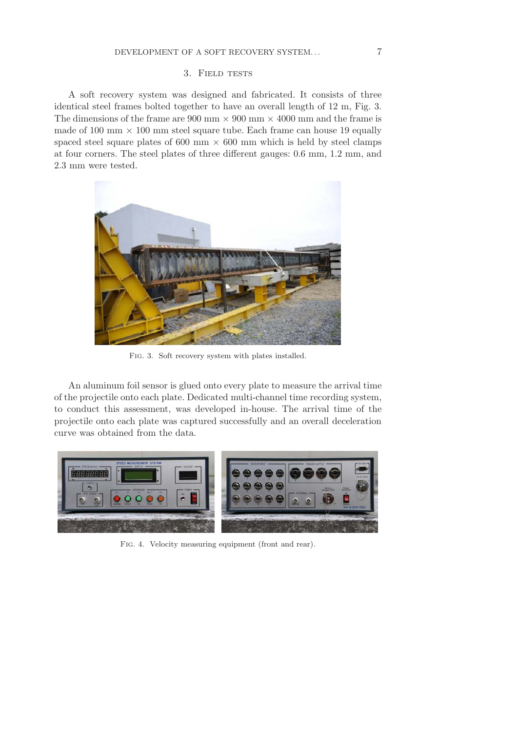## 3. Field tests

A soft recovery system was designed and fabricated. It consists of three identical steel frames bolted together to have an overall length of 12 m, Fig. 3. The dimensions of the frame are 900 mm × 900 mm × 4000 mm and the frame is made of 100 mm × 100 mm steel square tube. Each frame can house 19 equally spaced steel square plates of 600 mm × 600 mm which is held by steel clamps at four corners. The steel plates of three different gauges: 0.6 mm, 1.2 mm, and 2.3 mm were tested.

Fig. 3. Soft recovery system with plates installed.

An aluminum foil sensor is glued onto every plate to measure the arrival time of the projectile onto each plate. Dedicated multi-channel time recording system, to conduct this assessment, was developed in-house. The arrival time of the projectile onto each plate was captured successfully and an overall deceleration curve was obtained from the data.

Fig. 4. Velocity measuring equipment (front and rear).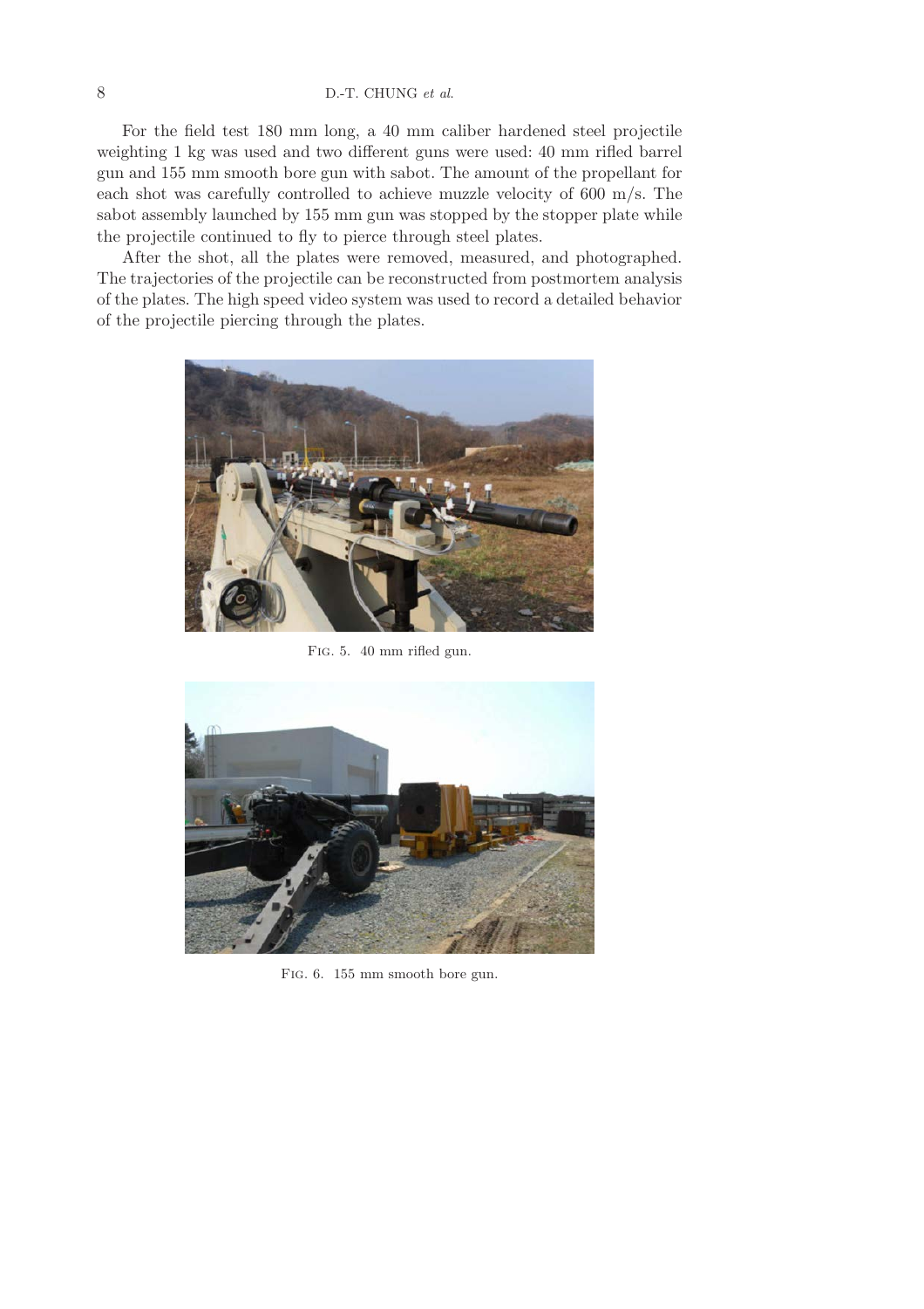For the field test 180 mm long, a 40 mm caliber hardened steel projectile weighting 1 kg was used and two different guns were used: 40 mm rifled barrel gun and 155 mm smooth bore gun with sabot. The amount of the propellant for each shot was carefully controlled to achieve muzzle velocity of 600 m/s. The sabot assembly launched by 155 mm gun was stopped by the stopper plate while the projectile continued to fly to pierce through steel plates.

After the shot, all the plates were removed, measured, and photographed. The trajectories of the projectile can be reconstructed from postmortem analysis of the plates. The high speed video system was used to record a detailed behavior of the projectile piercing through the plates.

Fig. 5. 40 mm rifled gun.

Fig. 6. 155 mm smooth bore gun.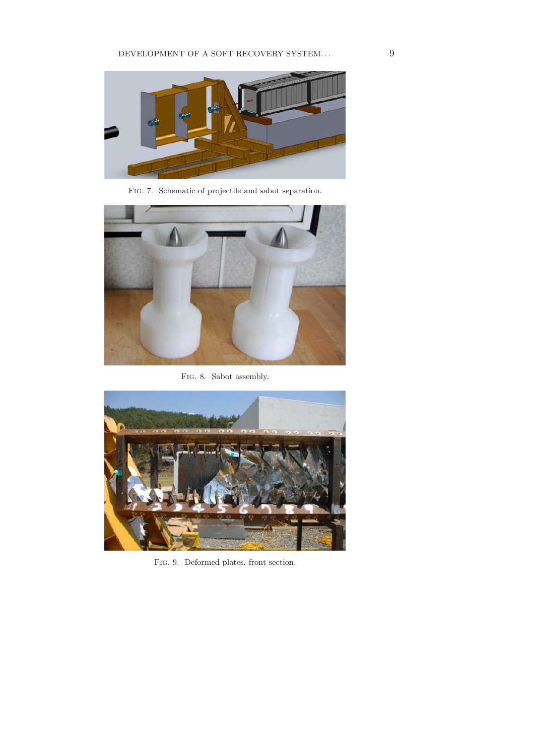Fig. 7. Schematic of projectile and sabot separation.

Fig. 8. Sabot assembly.

Fig. 9. Deformed plates, front section.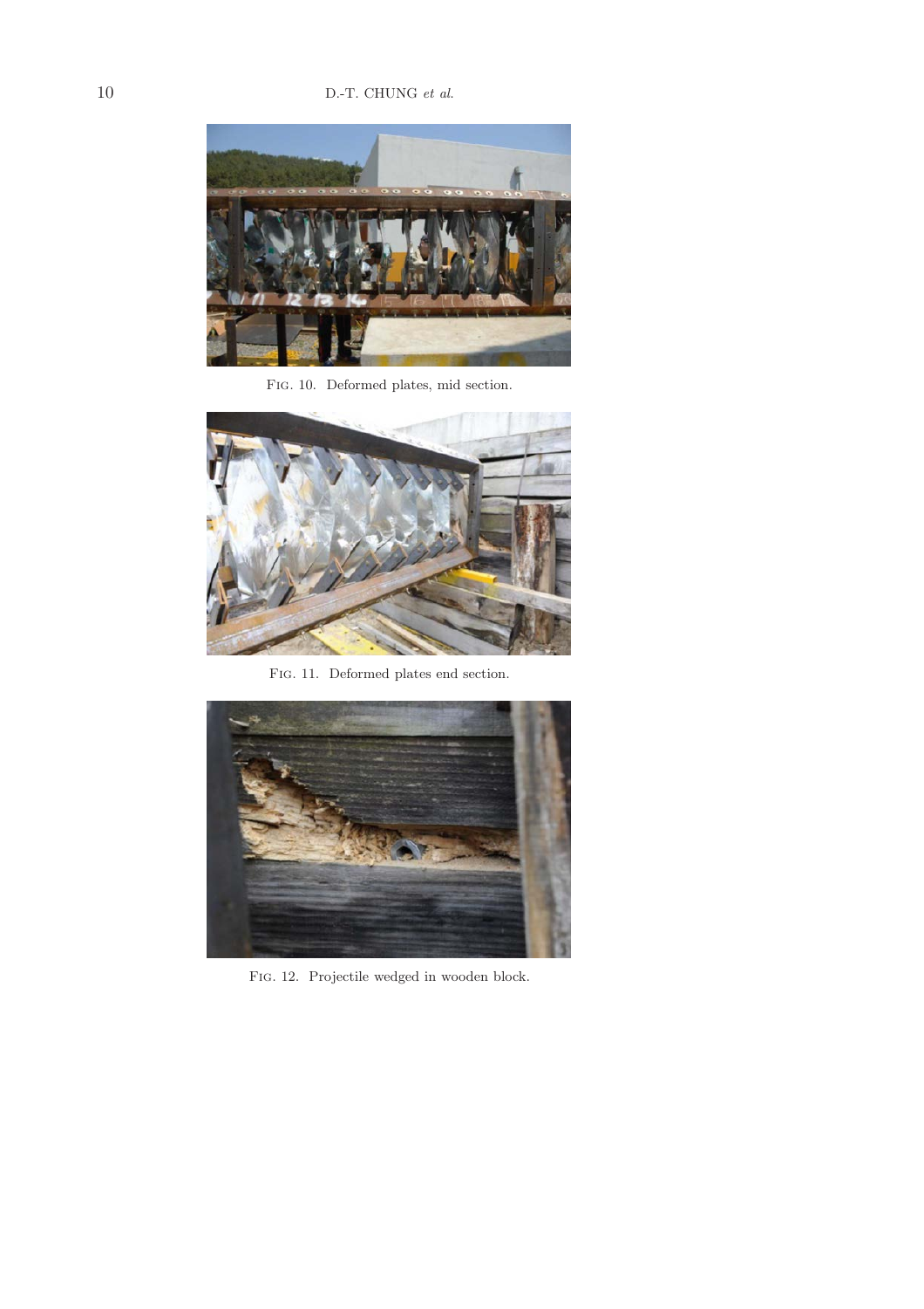Fig. 10. Deformed plates, mid section.

Fig. 11. Deformed plates end section.

Fig. 12. Projectile wedged in wooden block.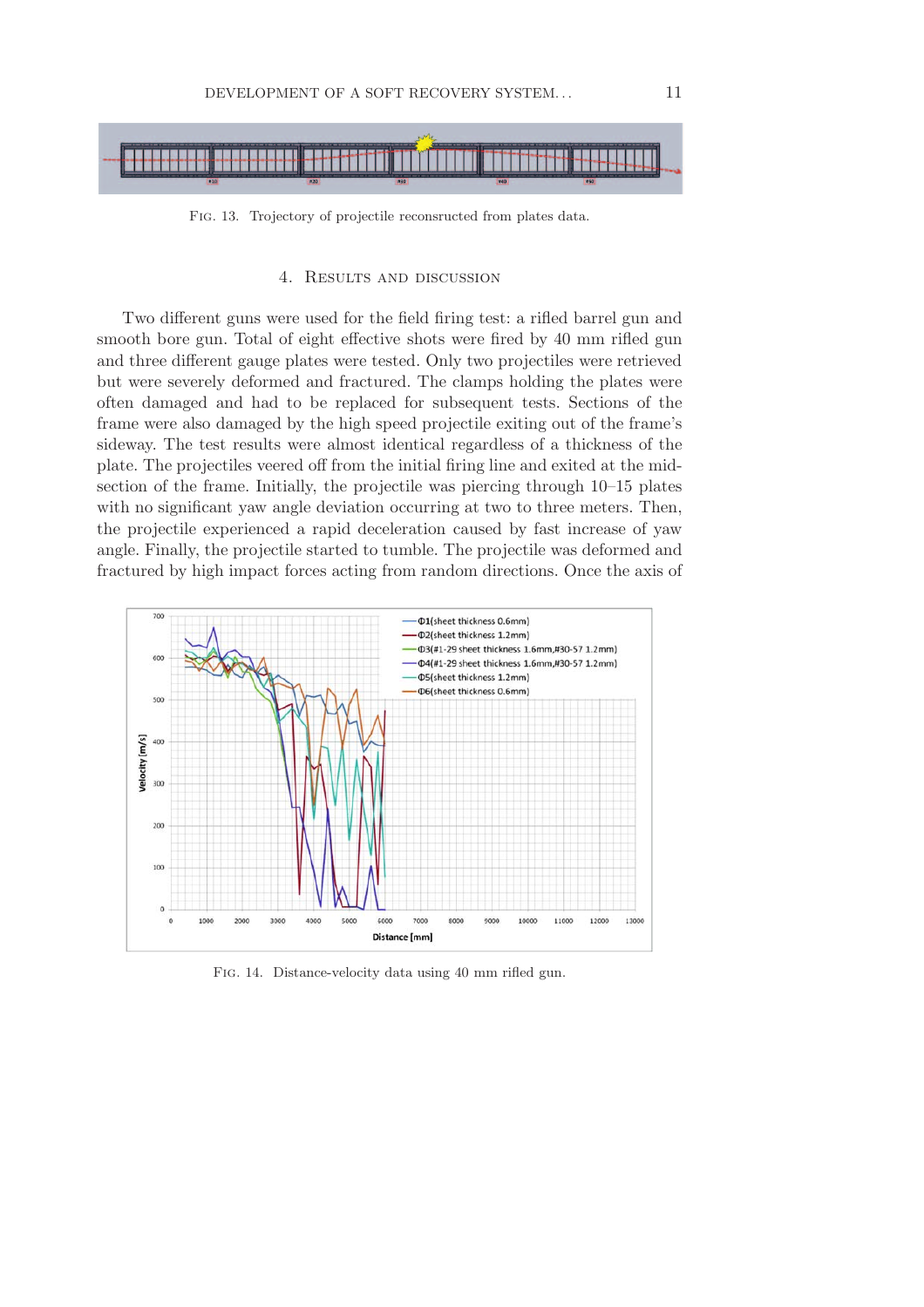Fig. 13. Trajectory of projectile reconsructed from plates data.

## 4. Results and discussion

Two different guns were used for the field firing test: a rifled barrel gun and smooth bore gun. Total of eight effective shots were fired by 40 mm rifled gun and three different gauge plates were tested. Only two projectiles were retrieved but were severely deformed and fractured. The clamps holding the plates were often damaged and had to be replaced for subsequent tests. Sections of the frame were also damaged by the high speed projectile exiting out of the frame's sideway. The test results were almost identical regardless of a thickness of the plate. The projectiles veered off from the initial firing line and exited at the mid-section of the frame. Initially, the projectile was piercing through 10–15 plates with no significant yaw angle deviation occurring at two to three meters. Then, the projectile experienced a rapid deceleration caused by fast increase of yaw angle. Finally, the projectile started to tumble. The projectile was deformed and fractured by high impact forces acting from random directions. Once the axis of

Fig. 14. Distance-velocity data using 40 mm rifled gun.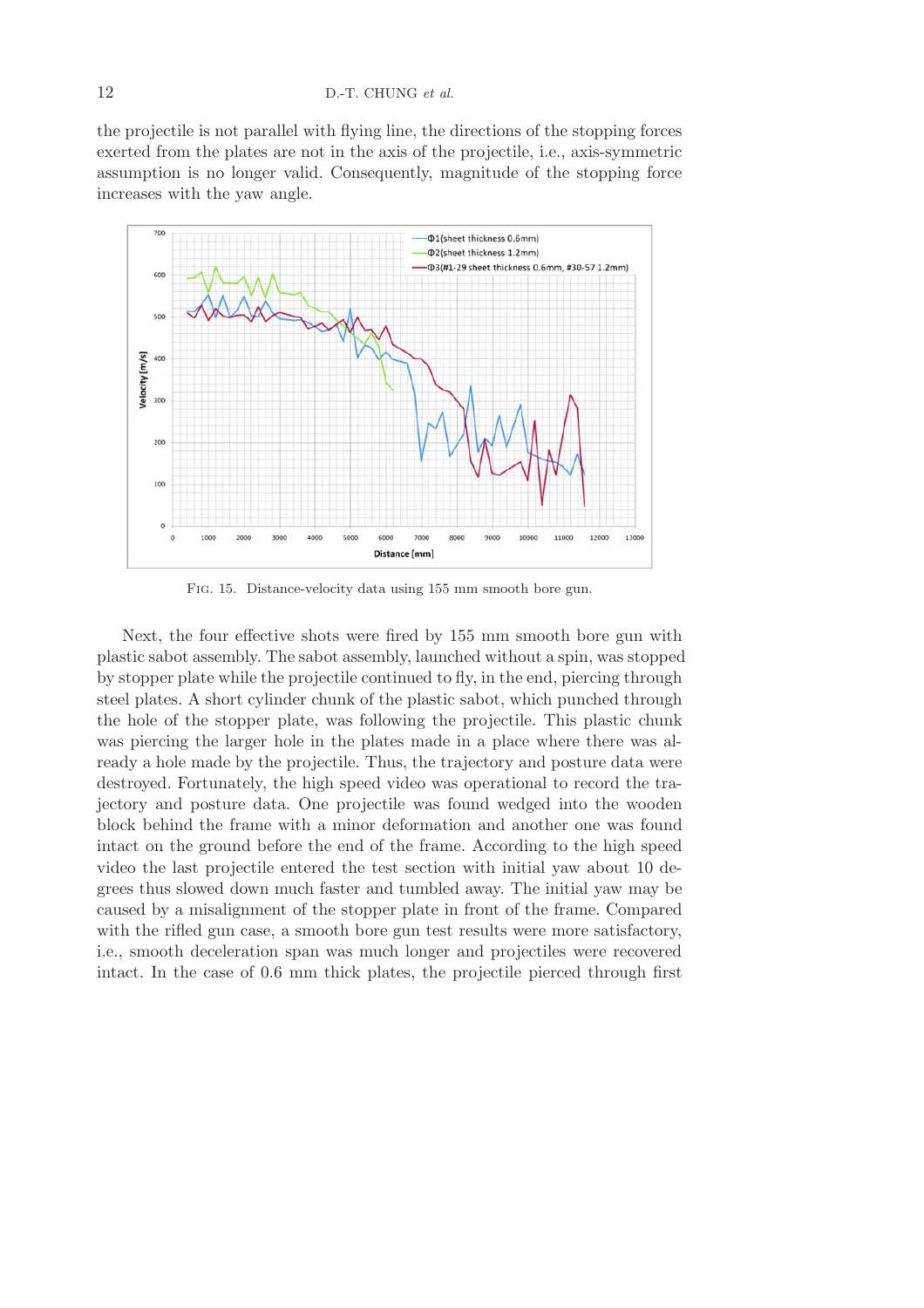the projectile is not parallel with flying line, the directions of the stopping forces exerted from the plates are not in the axis of the projectile, i.e., axis-symmetric assumption is no longer valid. Consequently, magnitude of the stopping force increases with the yaw angle.

Fig. 15. Distance-velocity data using 155 mm smooth bore gun.

Next, the four effective shots were fired by 155 mm smooth bore gun with plastic sabot assembly. The sabot assembly, launched without a spin, was stopped by stopper plate while the projectile continued to fly, in the end, piercing through steel plates. A short cylinder chunk of the plastic sabot, which punched through the hole of the stopper plate, was following the projectile. This plastic chunk was piercing the larger hole in the plates made in a place where there was already a hole made by the projectile. Thus, the trajectory and posture data were destroyed. Fortunately, the high speed video was operational to record the trajectory and posture data. One projectile was found wedged into the wooden block behind the frame with a minor deformation and another one was found intact on the ground before the end of the frame. According to the high speed video the last projectile entered the test section with initial yaw about 10 degrees thus slowed down much faster and tumbled away. The initial yaw may be caused by a misalignment of the stopper plate in front of the frame. Compared with the rifled gun case, a smooth bore gun test results were more satisfactory, i.e., smooth deceleration span was much longer and projectiles were recovered intact. In the case of 0.6 mm thick plates, the projectile pierced through first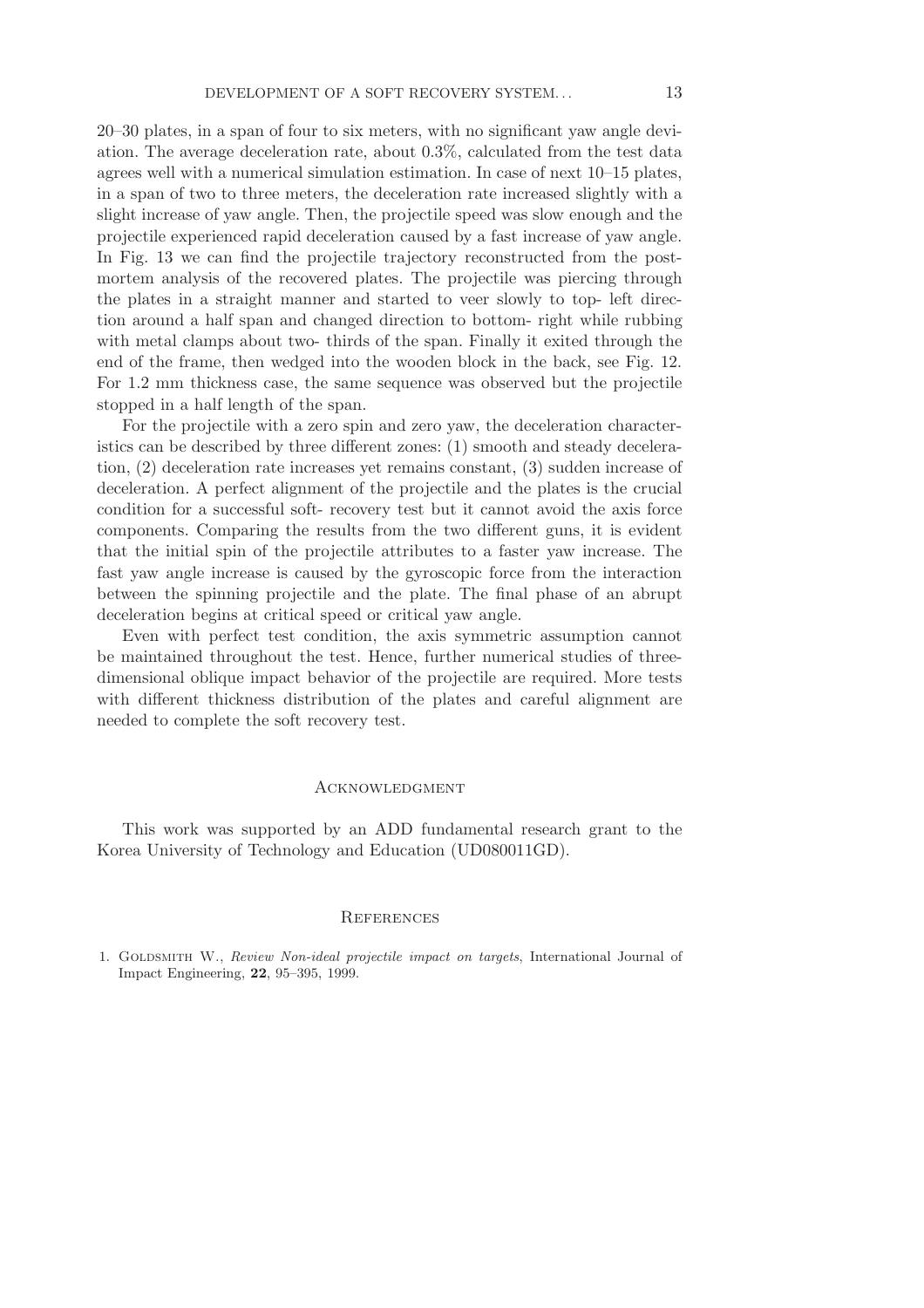20–30 plates, in a span of four to six meters, with no significant yaw angle deviation. The average deceleration rate, about 0.3%, calculated from the test data agrees well with a numerical simulation estimation. In case of next 10–15 plates, in a span of two to three meters, the deceleration rate increased slightly with a slight increase of yaw angle. Then, the projectile speed was slow enough and the projectile experienced rapid deceleration caused by a fast increase of yaw angle. In Fig. 13 we can find the projectile trajectory reconstructed from the post-mortem analysis of the recovered plates. The projectile was piercing through the plates in a straight manner and started to veer slowly to top- left direction around a half span and changed direction to bottom- right while rubbing with metal clamps about two- thirds of the span. Finally it exited through the end of the frame, then wedged into the wooden block in the back, see Fig. 12. For 1.2 mm thickness case, the same sequence was observed but the projectile stopped in a half length of the span.

For the projectile with a zero spin and zero yaw, the deceleration characteristics can be described by three different zones: (1) smooth and steady deceleration, (2) deceleration rate increases yet remains constant, (3) sudden increase of deceleration. A perfect alignment of the projectile and the plates is the crucial condition for a successful soft- recovery test but it cannot avoid the axis force components. Comparing the results from the two different guns, it is evident that the initial spin of the projectile attributes to a faster yaw increase. The fast yaw angle increase is caused by the gyroscopic force from the interaction between the spinning projectile and the plate. The final phase of an abrupt deceleration begins at critical speed or critical yaw angle.

Even with perfect test condition, the axis symmetric assumption cannot be maintained throughout the test. Hence, further numerical studies of three-dimensional oblique impact behavior of the projectile are required. More tests with different thickness distribution of the plates and careful alignment are needed to complete the soft recovery test.

## Acknowledgment

This work was supported by an ADD fundamental research grant to the Korea University of Technology and Education (UD080011GD).

## References

1. Goldsmith W., *Review Non-ideal projectile impact on targets*, International Journal of Impact Engineering, **22**, 95–395, 1999.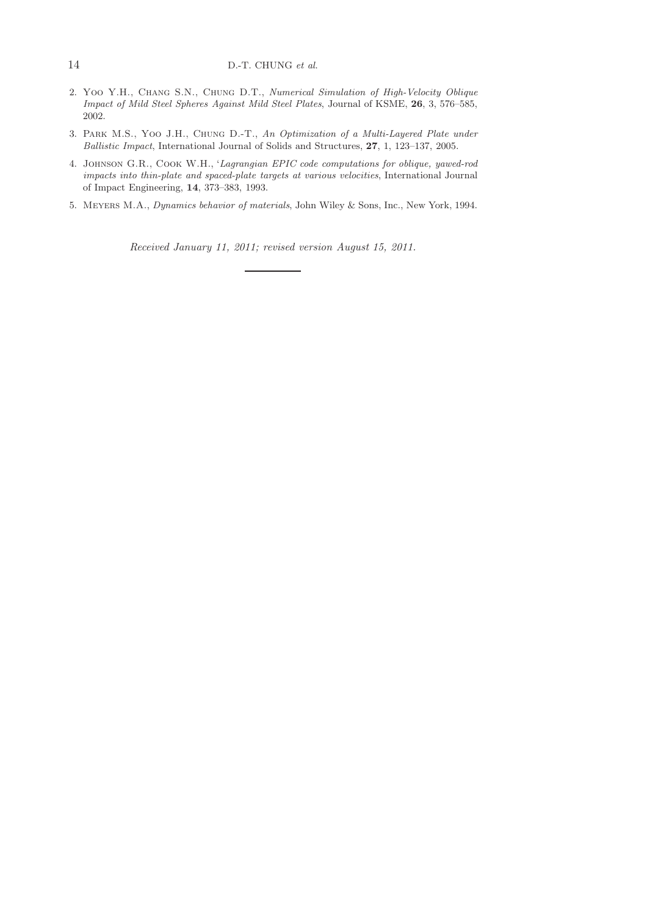2. Yoo Y.H., Chang S.N., Chung D.T., *Numerical Simulation of High-Velocity Oblique Impact of Mild Steel Spheres Against Mild Steel Plates*, Journal of KSME, **26**, 3, 576–585, 2002.

3. Park M.S., Yoo J.H., Chung D.-T., *An Optimization of a Multi-Layered Plate under Ballistic Impact*, International Journal of Solids and Structures, **27**, 1, 123–137, 2005.

4. Johnson G.R., Cook W.H., '*Lagrangian EPIC code computations for oblique, yawed-rod impacts into thin-plate and spaced-plate targets at various velocities*, International Journal of Impact Engineering, **14**, 373–383, 1993.

5. Meyers M.A., *Dynamics behavior of materials*, John Wiley & Sons, Inc., New York, 1994.

*Received January 11, 2011; revised version August 15, 2011.*